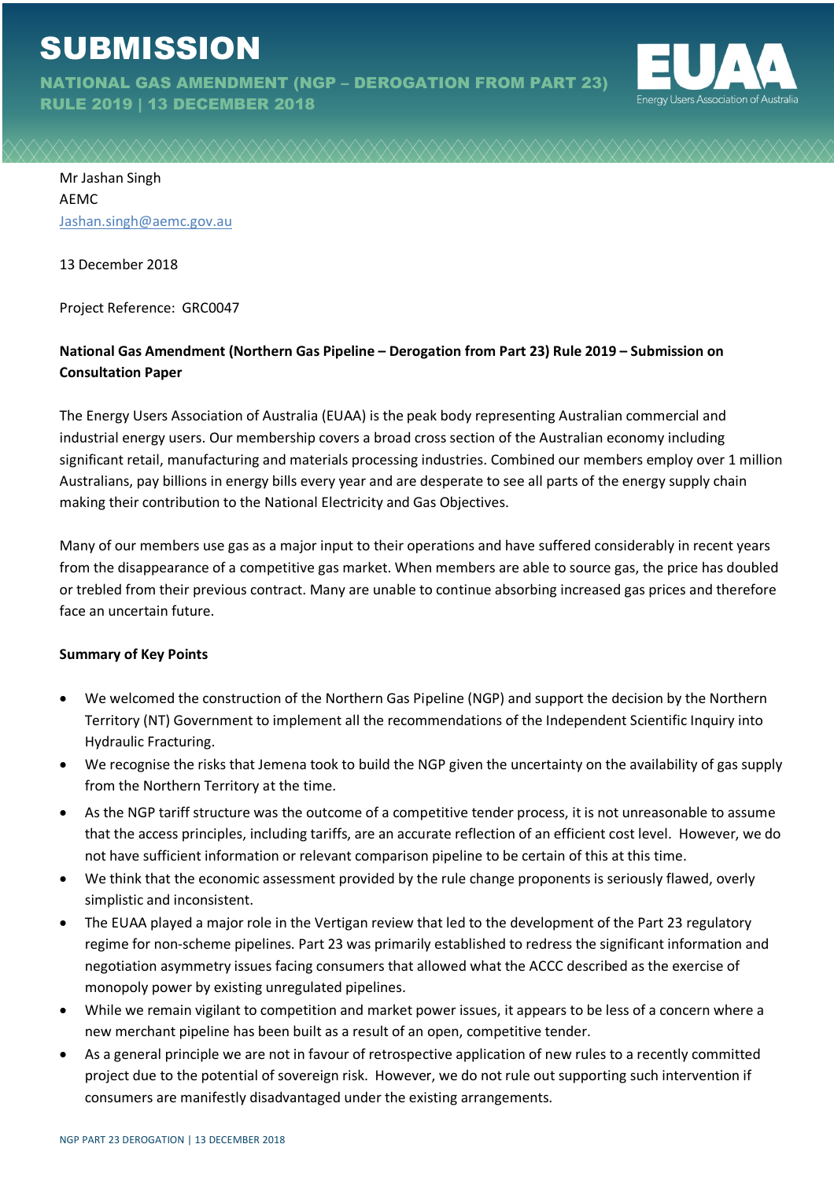# SUBMISSION

**NATIONAL GAS AMENDMENT (NGP – DEROGATION FROM PART 23) RULE 2019 | 13 DECEMBER 2018**

EUAA
Energy Users Association of Australia

Mr Jashan Singh
AEMC
Jashan.singh@aemc.gov.au

13 December 2018

Project Reference: GRC0047

**National Gas Amendment (Northern Gas Pipeline – Derogation from Part 23) Rule 2019 – Submission on Consultation Paper**

The Energy Users Association of Australia (EUAA) is the peak body representing Australian commercial and industrial energy users. Our membership covers a broad cross section of the Australian economy including significant retail, manufacturing and materials processing industries. Combined our members employ over 1 million Australians, pay billions in energy bills every year and are desperate to see all parts of the energy supply chain making their contribution to the National Electricity and Gas Objectives.

Many of our members use gas as a major input to their operations and have suffered considerably in recent years from the disappearance of a competitive gas market. When members are able to source gas, the price has doubled or trebled from their previous contract. Many are unable to continue absorbing increased gas prices and therefore face an uncertain future.

**Summary of Key Points**

- We welcomed the construction of the Northern Gas Pipeline (NGP) and support the decision by the Northern Territory (NT) Government to implement all the recommendations of the Independent Scientific Inquiry into Hydraulic Fracturing.
- We recognise the risks that Jemena took to build the NGP given the uncertainty on the availability of gas supply from the Northern Territory at the time.
- As the NGP tariff structure was the outcome of a competitive tender process, it is not unreasonable to assume that the access principles, including tariffs, are an accurate reflection of an efficient cost level. However, we do not have sufficient information or relevant comparison pipeline to be certain of this at this time.
- We think that the economic assessment provided by the rule change proponents is seriously flawed, overly simplistic and inconsistent.
- The EUAA played a major role in the Vertigan review that led to the development of the Part 23 regulatory regime for non-scheme pipelines. Part 23 was primarily established to redress the significant information and negotiation asymmetry issues facing consumers that allowed what the ACCC described as the exercise of monopoly power by existing unregulated pipelines.
- While we remain vigilant to competition and market power issues, it appears to be less of a concern where a new merchant pipeline has been built as a result of an open, competitive tender.
- As a general principle we are not in favour of retrospective application of new rules to a recently committed project due to the potential of sovereign risk. However, we do not rule out supporting such intervention if consumers are manifestly disadvantaged under the existing arrangements.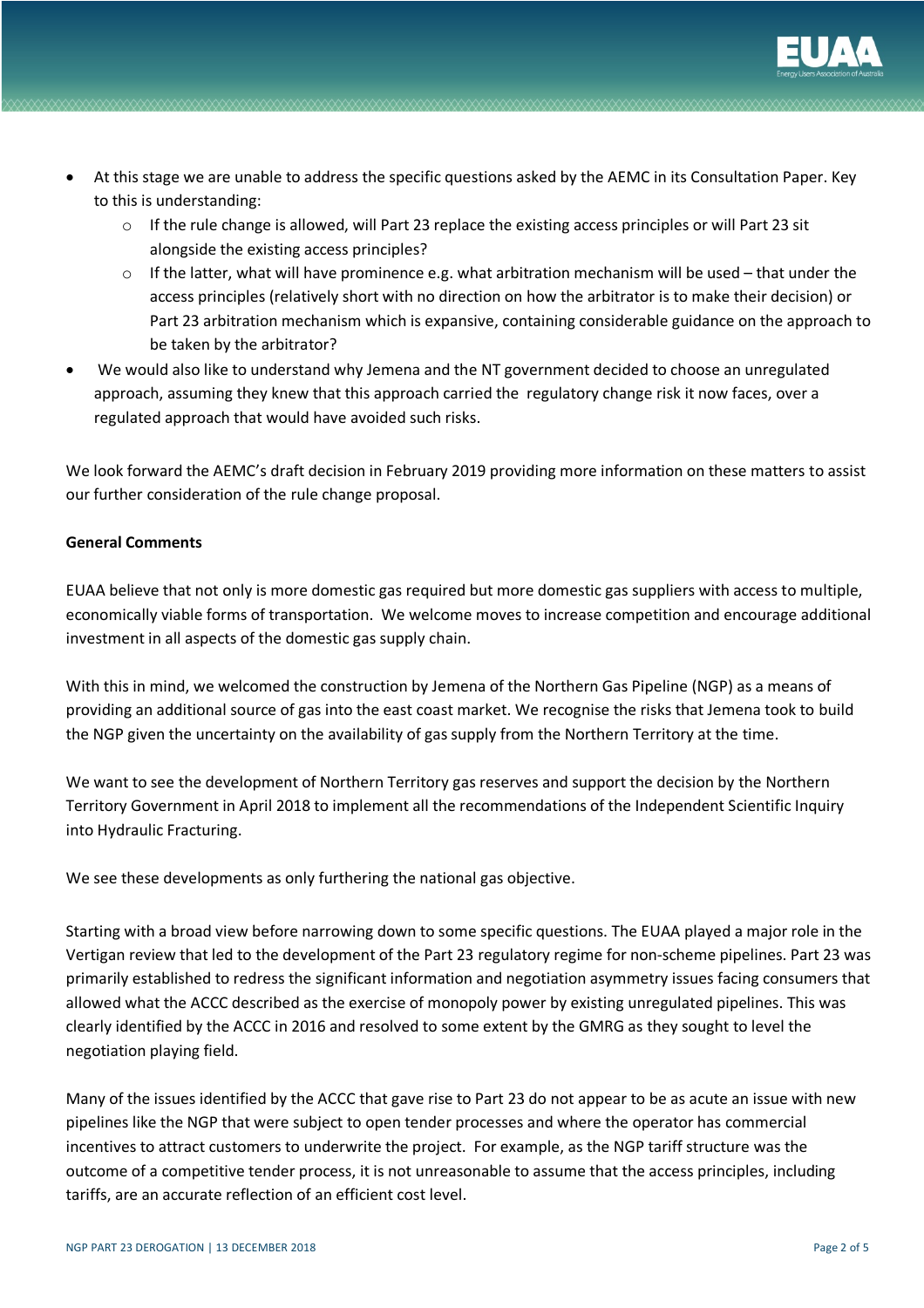- At this stage we are unable to address the specific questions asked by the AEMC in its Consultation Paper. Key to this is understanding:
    - If the rule change is allowed, will Part 23 replace the existing access principles or will Part 23 sit alongside the existing access principles?
    - If the latter, what will have prominence e.g. what arbitration mechanism will be used – that under the access principles (relatively short with no direction on how the arbitrator is to make their decision) or Part 23 arbitration mechanism which is expansive, containing considerable guidance on the approach to be taken by the arbitrator?
- We would also like to understand why Jemena and the NT government decided to choose an unregulated approach, assuming they knew that this approach carried the regulatory change risk it now faces, over a regulated approach that would have avoided such risks.

We look forward the AEMC's draft decision in February 2019 providing more information on these matters to assist our further consideration of the rule change proposal.

**General Comments**

EUAA believe that not only is more domestic gas required but more domestic gas suppliers with access to multiple, economically viable forms of transportation. We welcome moves to increase competition and encourage additional investment in all aspects of the domestic gas supply chain.

With this in mind, we welcomed the construction by Jemena of the Northern Gas Pipeline (NGP) as a means of providing an additional source of gas into the east coast market. We recognise the risks that Jemena took to build the NGP given the uncertainty on the availability of gas supply from the Northern Territory at the time.

We want to see the development of Northern Territory gas reserves and support the decision by the Northern Territory Government in April 2018 to implement all the recommendations of the Independent Scientific Inquiry into Hydraulic Fracturing.

We see these developments as only furthering the national gas objective.

Starting with a broad view before narrowing down to some specific questions. The EUAA played a major role in the Vertigan review that led to the development of the Part 23 regulatory regime for non-scheme pipelines. Part 23 was primarily established to redress the significant information and negotiation asymmetry issues facing consumers that allowed what the ACCC described as the exercise of monopoly power by existing unregulated pipelines. This was clearly identified by the ACCC in 2016 and resolved to some extent by the GMRG as they sought to level the negotiation playing field.

Many of the issues identified by the ACCC that gave rise to Part 23 do not appear to be as acute an issue with new pipelines like the NGP that were subject to open tender processes and where the operator has commercial incentives to attract customers to underwrite the project. For example, as the NGP tariff structure was the outcome of a competitive tender process, it is not unreasonable to assume that the access principles, including tariffs, are an accurate reflection of an efficient cost level.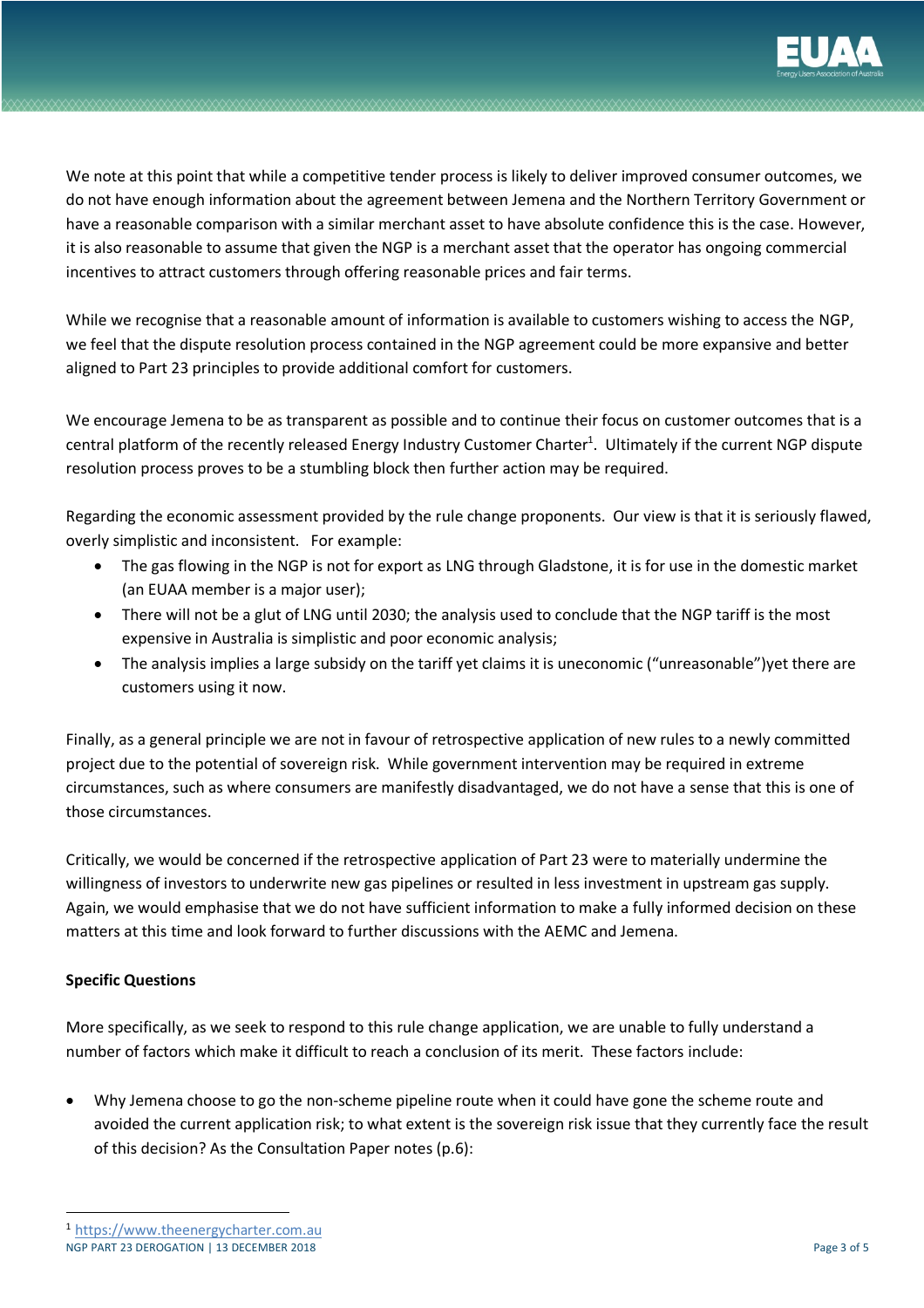We note at this point that while a competitive tender process is likely to deliver improved consumer outcomes, we do not have enough information about the agreement between Jemena and the Northern Territory Government or have a reasonable comparison with a similar merchant asset to have absolute confidence this is the case. However, it is also reasonable to assume that given the NGP is a merchant asset that the operator has ongoing commercial incentives to attract customers through offering reasonable prices and fair terms.

While we recognise that a reasonable amount of information is available to customers wishing to access the NGP, we feel that the dispute resolution process contained in the NGP agreement could be more expansive and better aligned to Part 23 principles to provide additional comfort for customers.

We encourage Jemena to be as transparent as possible and to continue their focus on customer outcomes that is a central platform of the recently released Energy Industry Customer Charter[1]. Ultimately if the current NGP dispute resolution process proves to be a stumbling block then further action may be required.

Regarding the economic assessment provided by the rule change proponents. Our view is that it is seriously flawed, overly simplistic and inconsistent. For example:

- The gas flowing in the NGP is not for export as LNG through Gladstone, it is for use in the domestic market (an EUAA member is a major user);
- There will not be a glut of LNG until 2030; the analysis used to conclude that the NGP tariff is the most expensive in Australia is simplistic and poor economic analysis;
- The analysis implies a large subsidy on the tariff yet claims it is uneconomic ("unreasonable")yet there are customers using it now.

Finally, as a general principle we are not in favour of retrospective application of new rules to a newly committed project due to the potential of sovereign risk. While government intervention may be required in extreme circumstances, such as where consumers are manifestly disadvantaged, we do not have a sense that this is one of those circumstances.

Critically, we would be concerned if the retrospective application of Part 23 were to materially undermine the willingness of investors to underwrite new gas pipelines or resulted in less investment in upstream gas supply. Again, we would emphasise that we do not have sufficient information to make a fully informed decision on these matters at this time and look forward to further discussions with the AEMC and Jemena.

**Specific Questions**

More specifically, as we seek to respond to this rule change application, we are unable to fully understand a number of factors which make it difficult to reach a conclusion of its merit. These factors include:

- Why Jemena choose to go the non-scheme pipeline route when it could have gone the scheme route and avoided the current application risk; to what extent is the sovereign risk issue that they currently face the result of this decision? As the Consultation Paper notes (p.6):

[1] https://www.theenergycharter.com.au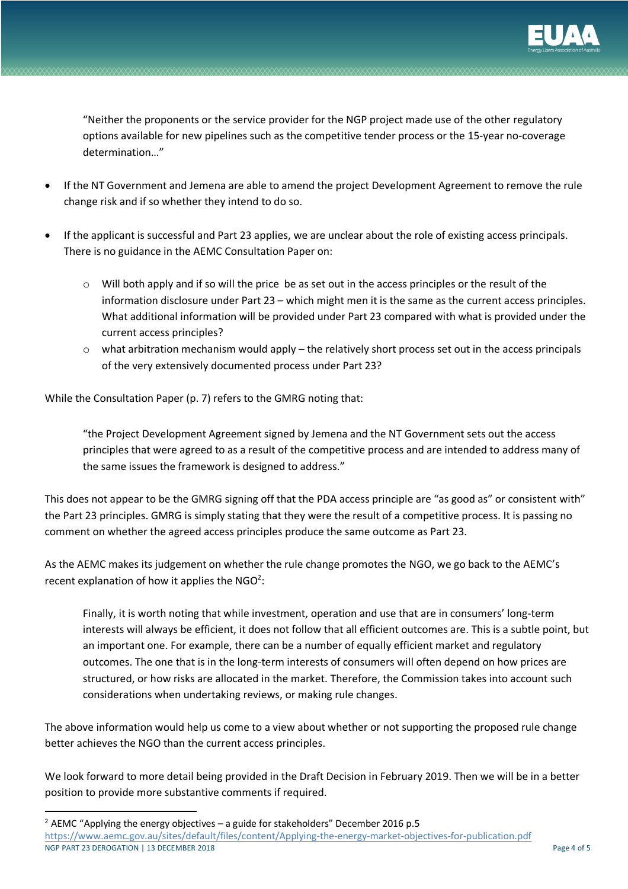> "Neither the proponents or the service provider for the NGP project made use of the other regulatory options available for new pipelines such as the competitive tender process or the 15-year no-coverage determination…"

- If the NT Government and Jemena are able to amend the project Development Agreement to remove the rule change risk and if so whether they intend to do so.
- If the applicant is successful and Part 23 applies, we are unclear about the role of existing access principals. There is no guidance in the AEMC Consultation Paper on:
  - Will both apply and if so will the price be as set out in the access principles or the result of the information disclosure under Part 23 – which might men it is the same as the current access principles. What additional information will be provided under Part 23 compared with what is provided under the current access principles?
  - what arbitration mechanism would apply – the relatively short process set out in the access principals of the very extensively documented process under Part 23?

While the Consultation Paper (p. 7) refers to the GMRG noting that:

> "the Project Development Agreement signed by Jemena and the NT Government sets out the access principles that were agreed to as a result of the competitive process and are intended to address many of the same issues the framework is designed to address."

This does not appear to be the GMRG signing off that the PDA access principle are "as good as" or consistent with" the Part 23 principles. GMRG is simply stating that they were the result of a competitive process. It is passing no comment on whether the agreed access principles produce the same outcome as Part 23.

As the AEMC makes its judgement on whether the rule change promotes the NGO, we go back to the AEMC's recent explanation of how it applies the NGO[2]:

> Finally, it is worth noting that while investment, operation and use that are in consumers' long-term interests will always be efficient, it does not follow that all efficient outcomes are. This is a subtle point, but an important one. For example, there can be a number of equally efficient market and regulatory outcomes. The one that is in the long-term interests of consumers will often depend on how prices are structured, or how risks are allocated in the market. Therefore, the Commission takes into account such considerations when undertaking reviews, or making rule changes.

The above information would help us come to a view about whether or not supporting the proposed rule change better achieves the NGO than the current access principles.

We look forward to more detail being provided in the Draft Decision in February 2019. Then we will be in a better position to provide more substantive comments if required.

---

[2] AEMC "Applying the energy objectives – a guide for stakeholders" December 2016 p.5 https://www.aemc.gov.au/sites/default/files/content/Applying-the-energy-market-objectives-for-publication.pdf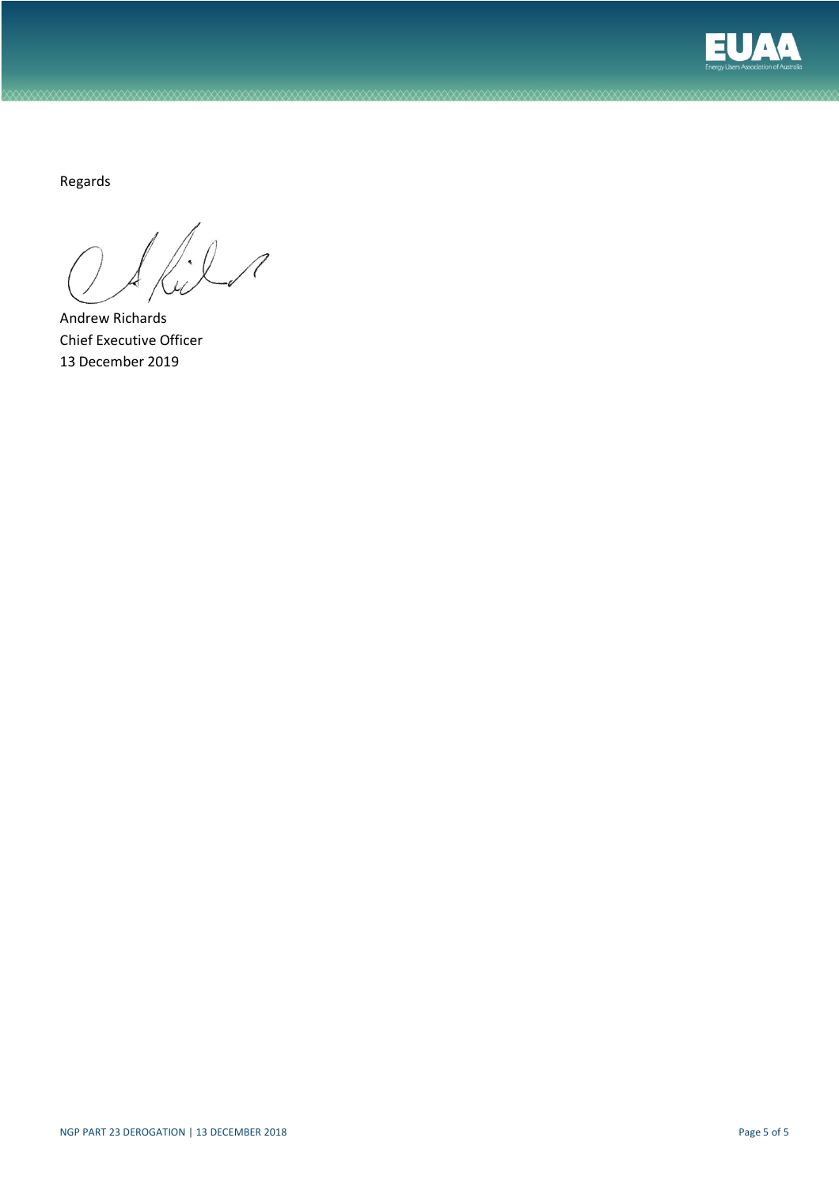Regards

Andrew Richards
Chief Executive Officer
13 December 2019